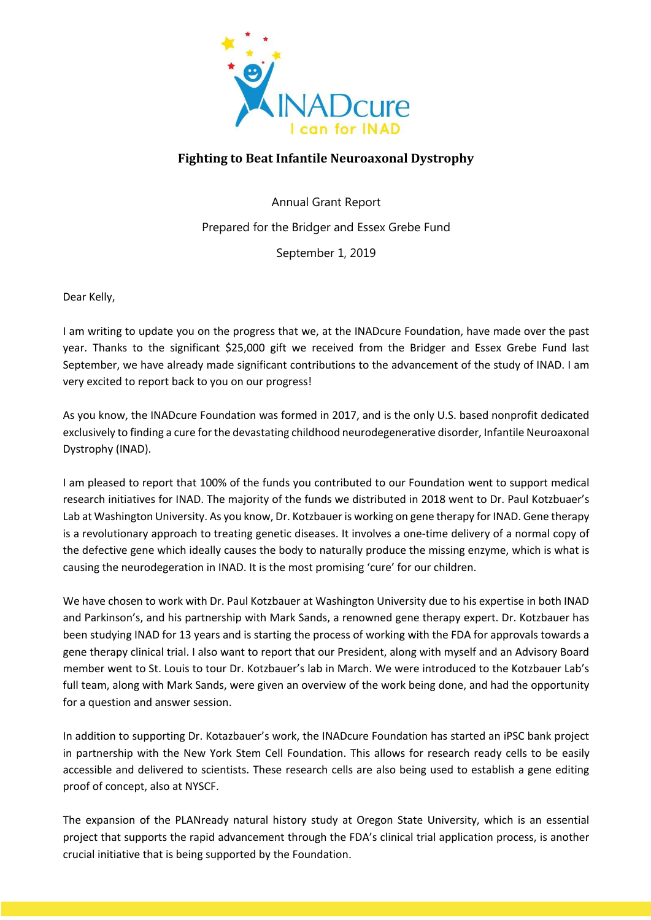INADcure

I can for INAD

# Fighting to Beat Infantile Neuroaxonal Dystrophy

Annual Grant Report

Prepared for the Bridger and Essex Grebe Fund

September 1, 2019

Dear Kelly,

I am writing to update you on the progress that we, at the INADcure Foundation, have made over the past year. Thanks to the significant $25,000 gift we received from the Bridger and Essex Grebe Fund last September, we have already made significant contributions to the advancement of the study of INAD. I am very excited to report back to you on our progress!

As you know, the INADcure Foundation was formed in 2017, and is the only U.S. based nonprofit dedicated exclusively to finding a cure for the devastating childhood neurodegenerative disorder, Infantile Neuroaxonal Dystrophy (INAD).

I am pleased to report that 100% of the funds you contributed to our Foundation went to support medical research initiatives for INAD. The majority of the funds we distributed in 2018 went to Dr. Paul Kotzbuaer's Lab at Washington University. As you know, Dr. Kotzbauer is working on gene therapy for INAD. Gene therapy is a revolutionary approach to treating genetic diseases. It involves a one-time delivery of a normal copy of the defective gene which ideally causes the body to naturally produce the missing enzyme, which is what is causing the neurodegeration in INAD. It is the most promising 'cure' for our children.

We have chosen to work with Dr. Paul Kotzbauer at Washington University due to his expertise in both INAD and Parkinson's, and his partnership with Mark Sands, a renowned gene therapy expert. Dr. Kotzbauer has been studying INAD for 13 years and is starting the process of working with the FDA for approvals towards a gene therapy clinical trial. I also want to report that our President, along with myself and an Advisory Board member went to St. Louis to tour Dr. Kotzbauer's lab in March. We were introduced to the Kotzbauer Lab's full team, along with Mark Sands, were given an overview of the work being done, and had the opportunity for a question and answer session.

In addition to supporting Dr. Kotazbauer's work, the INADcure Foundation has started an iPSC bank project in partnership with the New York Stem Cell Foundation. This allows for research ready cells to be easily accessible and delivered to scientists. These research cells are also being used to establish a gene editing proof of concept, also at NYSCF.

The expansion of the PLANready natural history study at Oregon State University, which is an essential project that supports the rapid advancement through the FDA's clinical trial application process, is another crucial initiative that is being supported by the Foundation.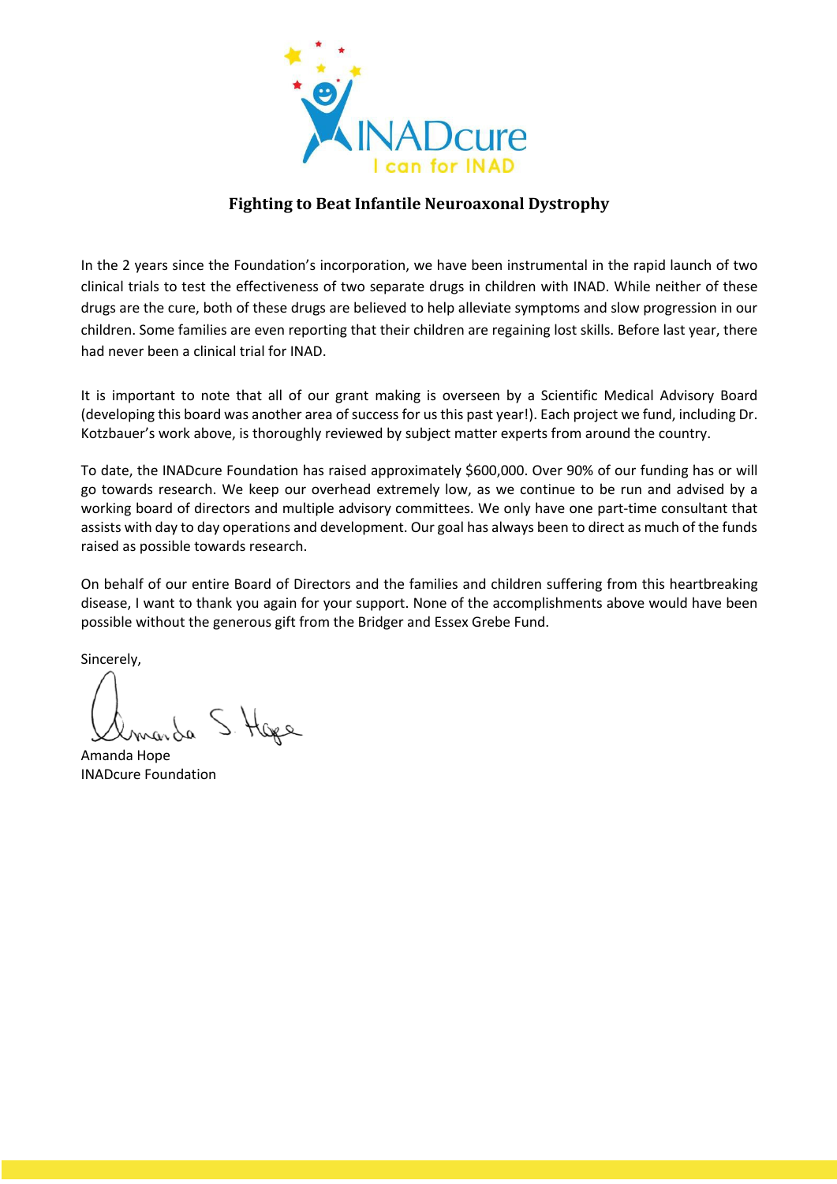INADcure

I can for INAD

**Fighting to Beat Infantile Neuroaxonal Dystrophy**

In the 2 years since the Foundation's incorporation, we have been instrumental in the rapid launch of two clinical trials to test the effectiveness of two separate drugs in children with INAD. While neither of these drugs are the cure, both of these drugs are believed to help alleviate symptoms and slow progression in our children. Some families are even reporting that their children are regaining lost skills. Before last year, there had never been a clinical trial for INAD.

It is important to note that all of our grant making is overseen by a Scientific Medical Advisory Board (developing this board was another area of success for us this past year!). Each project we fund, including Dr. Kotzbauer's work above, is thoroughly reviewed by subject matter experts from around the country.

To date, the INADcure Foundation has raised approximately $600,000. Over 90% of our funding has or will go towards research. We keep our overhead extremely low, as we continue to be run and advised by a working board of directors and multiple advisory committees. We only have one part-time consultant that assists with day to day operations and development. Our goal has always been to direct as much of the funds raised as possible towards research.

On behalf of our entire Board of Directors and the families and children suffering from this heartbreaking disease, I want to thank you again for your support. None of the accomplishments above would have been possible without the generous gift from the Bridger and Essex Grebe Fund.

Sincerely,

Amanda S. Hope

Amanda Hope
INADcure Foundation